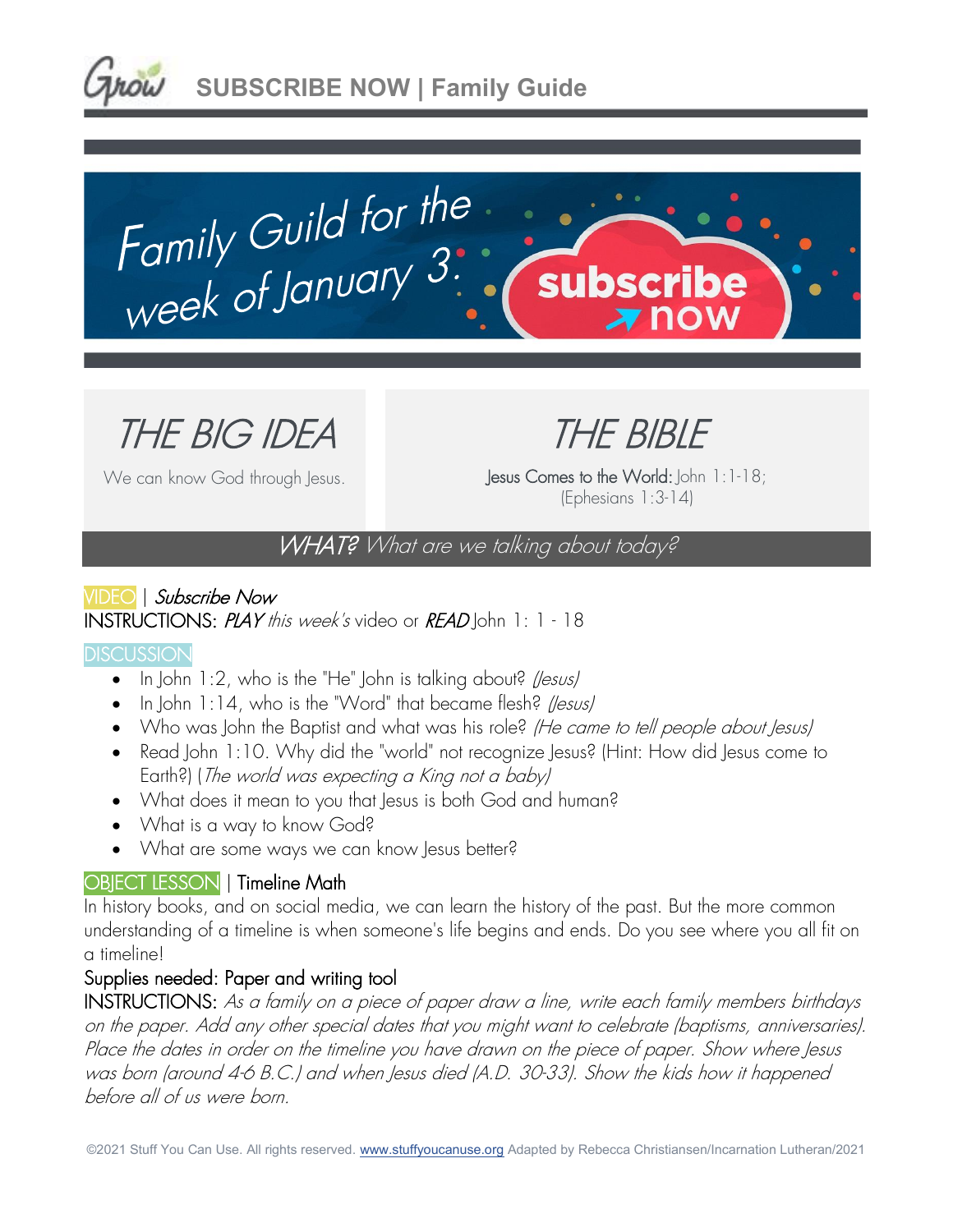# SUBSCRIBE NOW | Family Guide

Family Guild for the week of January 3: subscribe now

## THE BIG IDEA

We can know God through Jesus.

## THE BIBLE

Jesus Comes to the World: John 1:1-18; (Ephesians 1:3-14)

## *WHAT? What are we talking about today?*

VIDEO | *Subscribe Now*
INSTRUCTIONS: *PLAY this week's* video or *READ* John 1: 1 - 18

DISCUSSION

- In John 1:2, who is the "He" John is talking about? *(Jesus)*
- In John 1:14, who is the "Word" that became flesh? *(Jesus)*
- Who was John the Baptist and what was his role? *(He came to tell people about Jesus)*
- Read John 1:10. Why did the "world" not recognize Jesus? (Hint: How did Jesus come to Earth?) (*The world was expecting a King not a baby)*
- What does it mean to you that Jesus is both God and human?
- What is a way to know God?
- What are some ways we can know Jesus better?

OBJECT LESSON | Timeline Math
In history books, and on social media, we can learn the history of the past. But the more common understanding of a timeline is when someone's life begins and ends. Do you see where you all fit on a timeline!

Supplies needed: Paper and writing tool
INSTRUCTIONS: *As a family on a piece of paper draw a line, write each family members birthdays on the paper. Add any other special dates that you might want to celebrate (baptisms, anniversaries). Place the dates in order on the timeline you have drawn on the piece of paper. Show where Jesus was born (around 4-6 B.C.) and when Jesus died (A.D. 30-33). Show the kids how it happened before all of us were born.*

©2021 Stuff You Can Use. All rights reserved. www.stuffyoucanuse.org Adapted by Rebecca Christiansen/Incarnation Lutheran/2021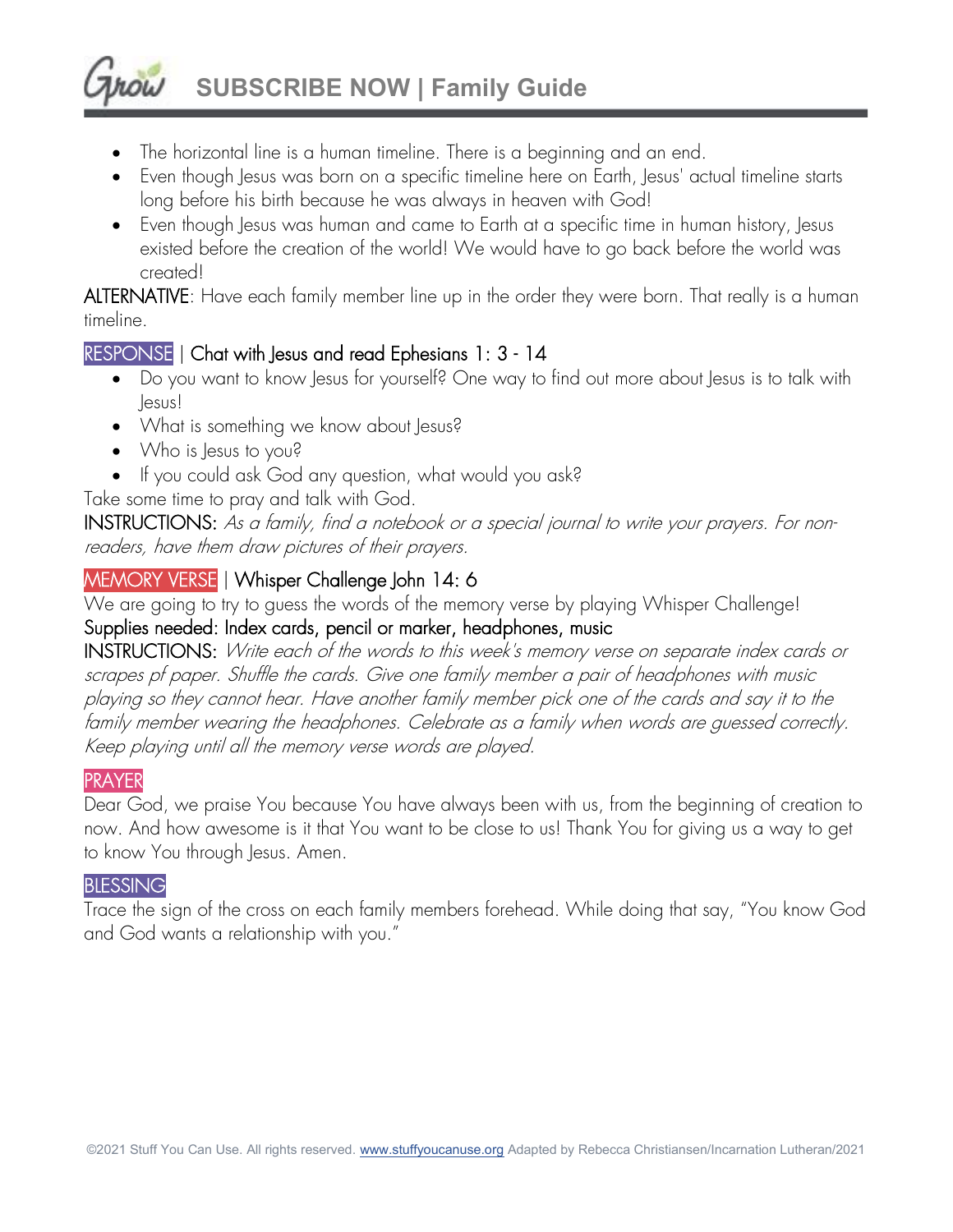- The horizontal line is a human timeline. There is a beginning and an end.
- Even though Jesus was born on a specific timeline here on Earth, Jesus' actual timeline starts long before his birth because he was always in heaven with God!
- Even though Jesus was human and came to Earth at a specific time in human history, Jesus existed before the creation of the world! We would have to go back before the world was created!

ALTERNATIVE: Have each family member line up in the order they were born. That really is a human timeline.

## RESPONSE | Chat with Jesus and read Ephesians 1: 3 - 14

- Do you want to know Jesus for yourself? One way to find out more about Jesus is to talk with Jesus!
- What is something we know about Jesus?
- Who is Jesus to you?
- If you could ask God any question, what would you ask?

Take some time to pray and talk with God.

INSTRUCTIONS: *As a family, find a notebook or a special journal to write your prayers. For non-readers, have them draw pictures of their prayers.*

## MEMORY VERSE | Whisper Challenge John 14: 6

We are going to try to guess the words of the memory verse by playing Whisper Challenge!

Supplies needed: Index cards, pencil or marker, headphones, music

INSTRUCTIONS: *Write each of the words to this week's memory verse on separate index cards or scrapes pf paper. Shuffle the cards. Give one family member a pair of headphones with music playing so they cannot hear. Have another family member pick one of the cards and say it to the family member wearing the headphones. Celebrate as a family when words are guessed correctly. Keep playing until all the memory verse words are played.*

## PRAYER

Dear God, we praise You because You have always been with us, from the beginning of creation to now. And how awesome is it that You want to be close to us! Thank You for giving us a way to get to know You through Jesus. Amen.

## BLESSING

Trace the sign of the cross on each family members forehead. While doing that say, "You know God and God wants a relationship with you."

©2021 Stuff You Can Use. All rights reserved. www.stuffyoucanuse.org Adapted by Rebecca Christiansen/Incarnation Lutheran/2021